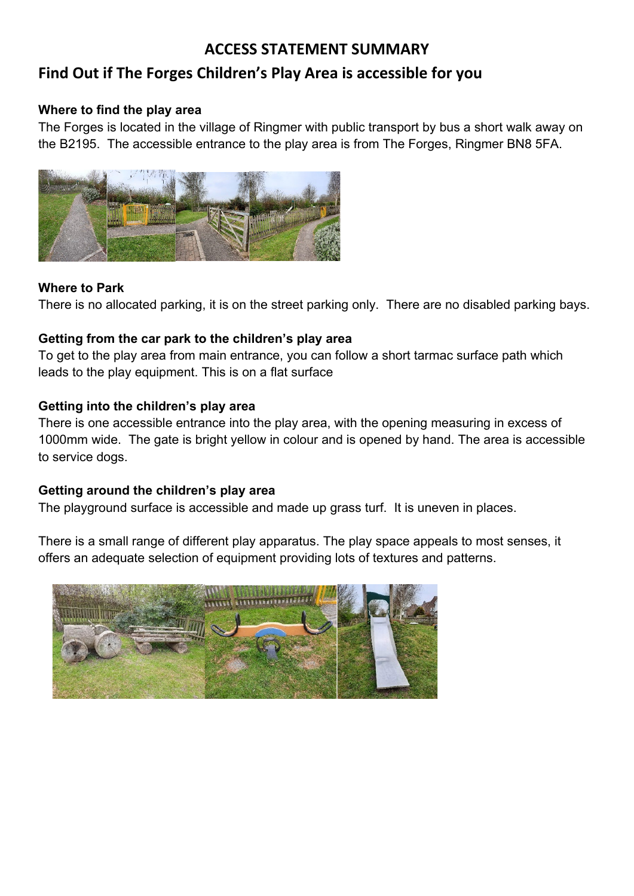# ACCESS STATEMENT SUMMARY

## Find Out if The Forges Children's Play Area is accessible for you

**Where to find the play area**

The Forges is located in the village of Ringmer with public transport by bus a short walk away on the B2195. The accessible entrance to the play area is from The Forges, Ringmer BN8 5FA.

**Where to Park**

There is no allocated parking, it is on the street parking only. There are no disabled parking bays.

**Getting from the car park to the children's play area**

To get to the play area from main entrance, you can follow a short tarmac surface path which leads to the play equipment. This is on a flat surface

**Getting into the children's play area**

There is one accessible entrance into the play area, with the opening measuring in excess of 1000mm wide. The gate is bright yellow in colour and is opened by hand. The area is accessible to service dogs.

**Getting around the children's play area**

The playground surface is accessible and made up grass turf. It is uneven in places.

There is a small range of different play apparatus. The play space appeals to most senses, it offers an adequate selection of equipment providing lots of textures and patterns.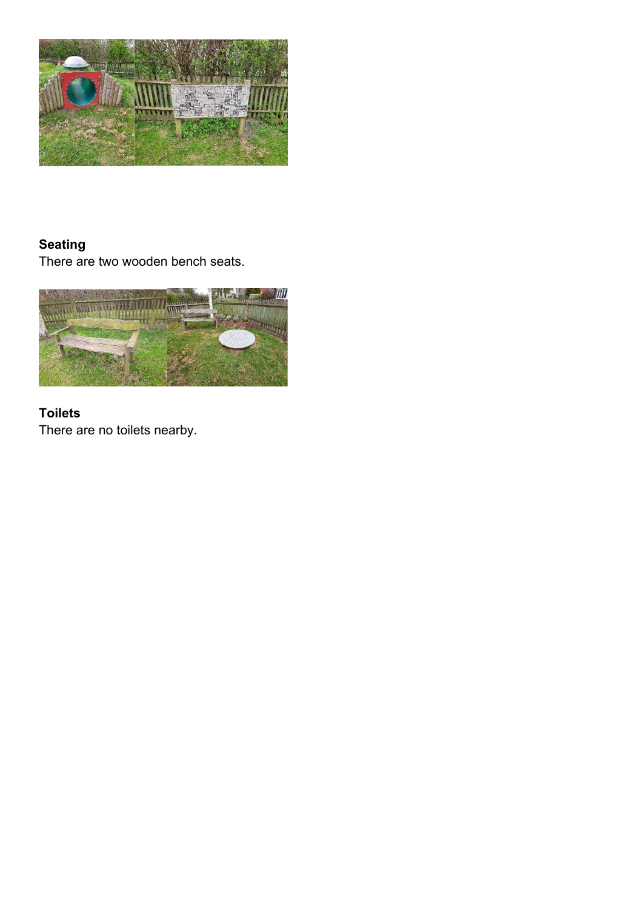**Seating**
There are two wooden bench seats.

**Toilets**
There are no toilets nearby.